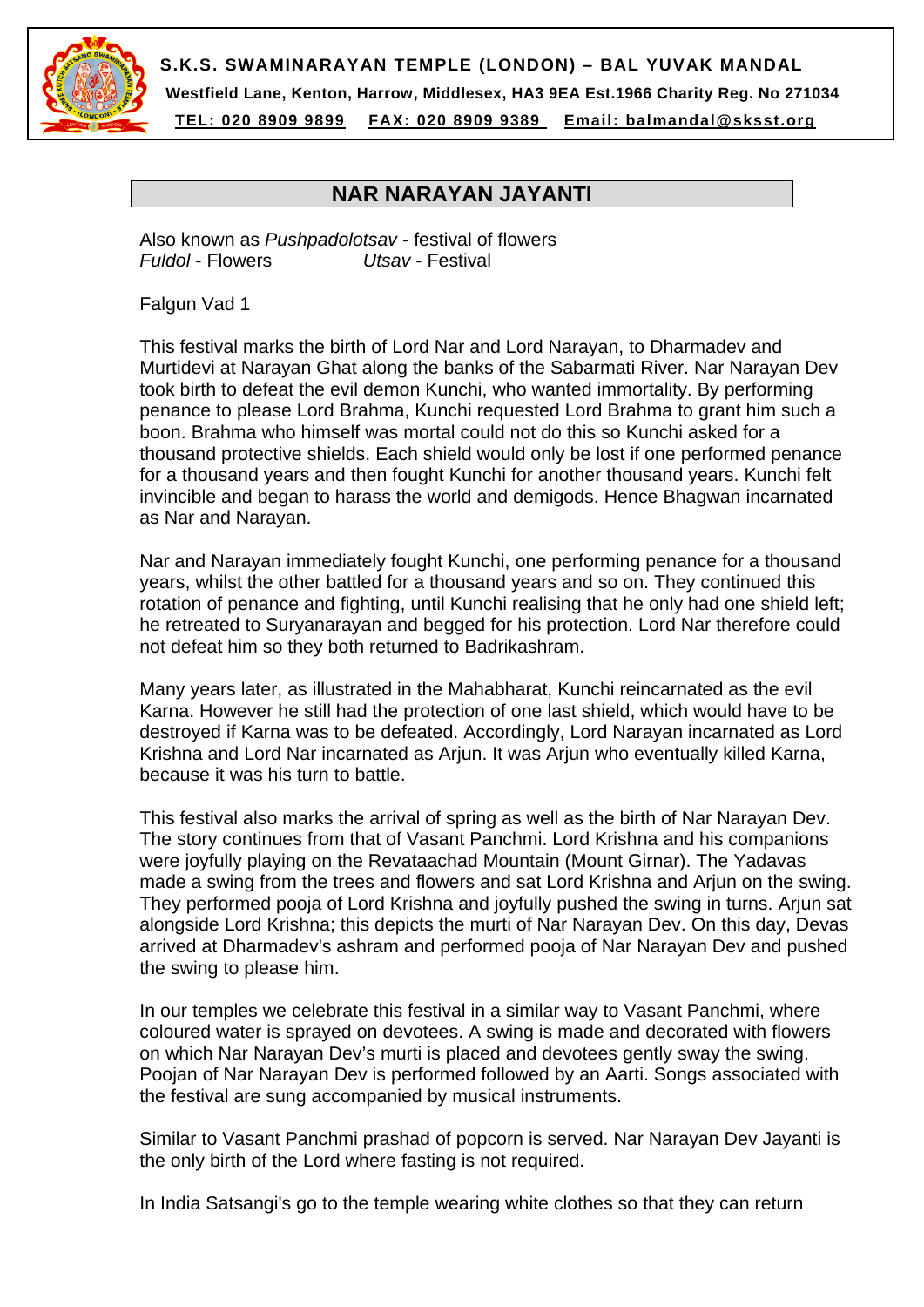**S.K.S. SWAMINARAYAN TEMPLE (LONDON) – BAL YUVAK MANDAL**
**Westfield Lane, Kenton, Harrow, Middlesex, HA3 9EA Est.1966 Charity Reg. No 271034**
**TEL: 020 8909 9899 FAX: 020 8909 9389 Email: balmandal@sksst.org**

# NAR NARAYAN JAYANTI

Also known as *Pushpadolotsav* - festival of flowers
*Fuldol* - Flowers *Utsav* - Festival

Falgun Vad 1

This festival marks the birth of Lord Nar and Lord Narayan, to Dharmadev and Murtidevi at Narayan Ghat along the banks of the Sabarmati River. Nar Narayan Dev took birth to defeat the evil demon Kunchi, who wanted immortality. By performing penance to please Lord Brahma, Kunchi requested Lord Brahma to grant him such a boon. Brahma who himself was mortal could not do this so Kunchi asked for a thousand protective shields. Each shield would only be lost if one performed penance for a thousand years and then fought Kunchi for another thousand years. Kunchi felt invincible and began to harass the world and demigods. Hence Bhagwan incarnated as Nar and Narayan.

Nar and Narayan immediately fought Kunchi, one performing penance for a thousand years, whilst the other battled for a thousand years and so on. They continued this rotation of penance and fighting, until Kunchi realising that he only had one shield left; he retreated to Suryanarayan and begged for his protection. Lord Nar therefore could not defeat him so they both returned to Badrikashram.

Many years later, as illustrated in the Mahabharat, Kunchi reincarnated as the evil Karna. However he still had the protection of one last shield, which would have to be destroyed if Karna was to be defeated. Accordingly, Lord Narayan incarnated as Lord Krishna and Lord Nar incarnated as Arjun. It was Arjun who eventually killed Karna, because it was his turn to battle.

This festival also marks the arrival of spring as well as the birth of Nar Narayan Dev. The story continues from that of Vasant Panchmi. Lord Krishna and his companions were joyfully playing on the Revataachad Mountain (Mount Girnar). The Yadavas made a swing from the trees and flowers and sat Lord Krishna and Arjun on the swing. They performed pooja of Lord Krishna and joyfully pushed the swing in turns. Arjun sat alongside Lord Krishna; this depicts the murti of Nar Narayan Dev. On this day, Devas arrived at Dharmadev's ashram and performed pooja of Nar Narayan Dev and pushed the swing to please him.

In our temples we celebrate this festival in a similar way to Vasant Panchmi, where coloured water is sprayed on devotees. A swing is made and decorated with flowers on which Nar Narayan Dev's murti is placed and devotees gently sway the swing. Poojan of Nar Narayan Dev is performed followed by an Aarti. Songs associated with the festival are sung accompanied by musical instruments.

Similar to Vasant Panchmi prashad of popcorn is served. Nar Narayan Dev Jayanti is the only birth of the Lord where fasting is not required.

In India Satsangi's go to the temple wearing white clothes so that they can return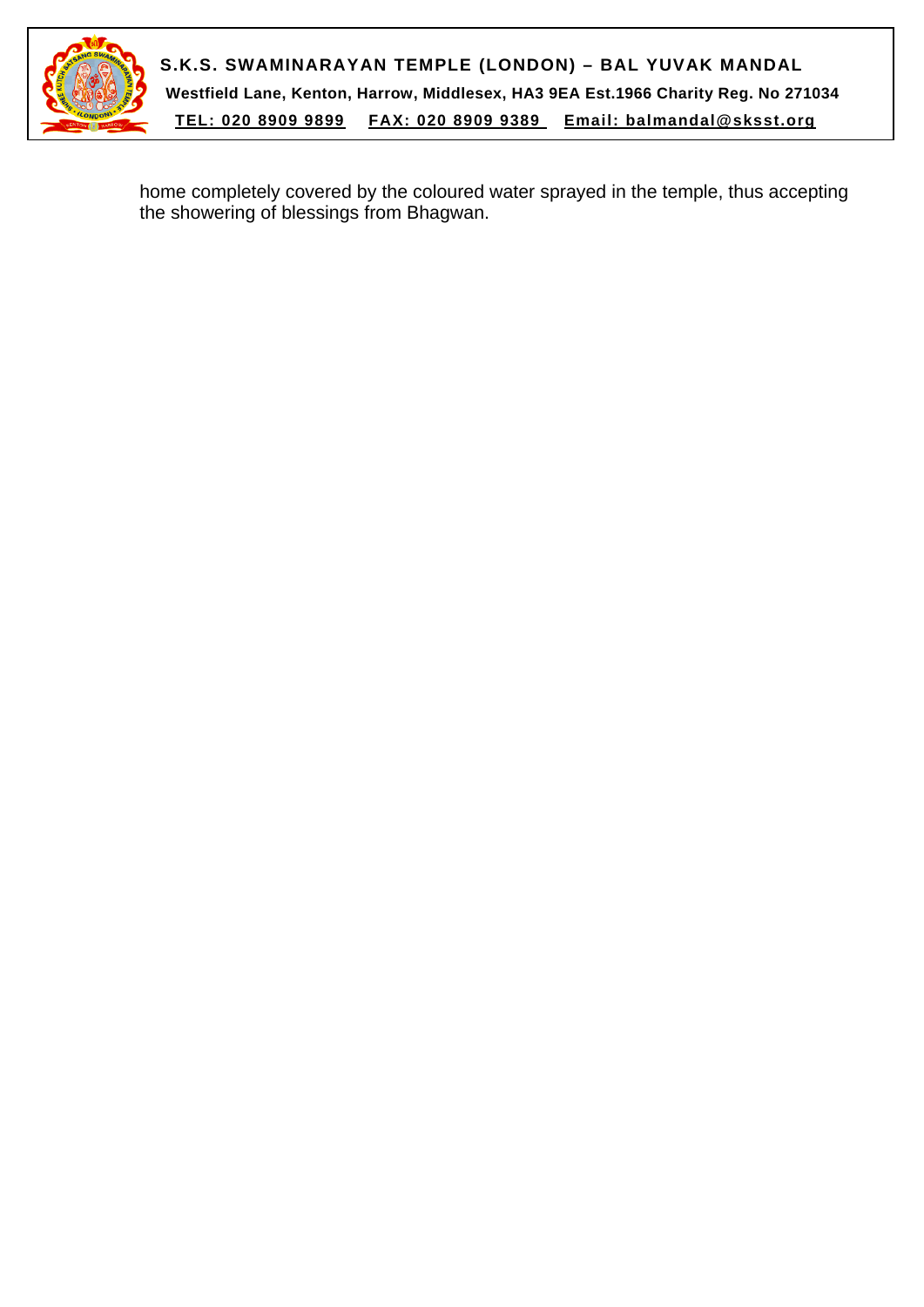home completely covered by the coloured water sprayed in the temple, thus accepting the showering of blessings from Bhagwan.